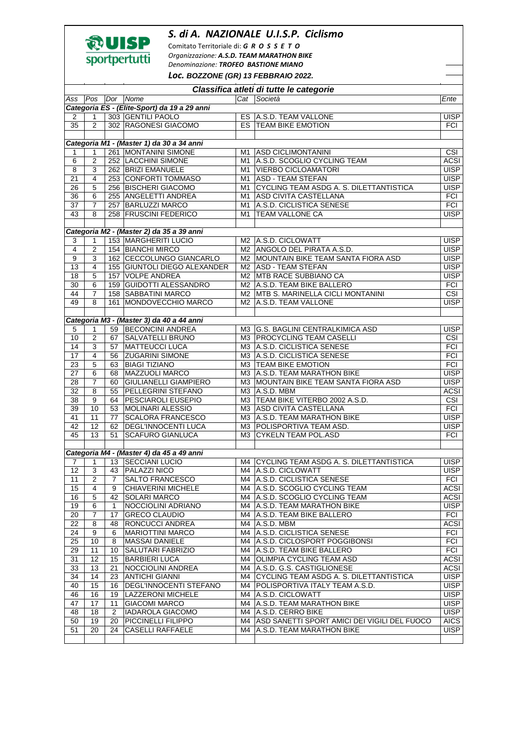UISP sportpertutti

## S. di A. NAZIONALE U.I.S.P. Ciclismo

Comitato Territoriale di: *G R O S S E T O*
Organizzazione: ***A.S.D. TEAM MARATHON BIKE***
Denominazione: ***TROFEO BASTIONE MIANO***

***Loc. BOZZONE (GR) 13 FEBBRAIO 2022.***

### Classifica atleti di tutte le categorie

| Ass | Pos | Dor | Nome | Cat | Società | Ente |
|---|---|---|---|---|---|---|
| ***Categoria ES - (Elite-Sport) da 19 a 29 anni*** | | | | | | |
| 2 | 1 | 303 | GENTILI PAOLO | ES | A.S.D. TEAM VALLONE | UISP |
| 35 | 2 | 302 | RAGONESI GIACOMO | ES | TEAM BIKE EMOTION | FCI |
| ***Categoria M1 - (Master 1) da 30 a 34 anni*** | | | | | | |
| 1 | 1 | 261 | MONTANINI SIMONE | M1 | ASD CICLIMONTANINI | CSI |
| 6 | 2 | 252 | LACCHINI SIMONE | M1 | A.S.D. SCOGLIO CYCLING TEAM | ACSI |
| 8 | 3 | 262 | BRIZI EMANUELE | M1 | VIERBO CICLOAMATORI | UISP |
| 21 | 4 | 253 | CONFORTI TOMMASO | M1 | ASD - TEAM STEFAN | UISP |
| 26 | 5 | 256 | BISCHERI GIACOMO | M1 | CYCLING TEAM ASDG A. S. DILETTANTISTICA | UISP |
| 36 | 6 | 255 | ANGELETTI ANDREA | M1 | ASD CIVITA CASTELLANA | FCI |
| 37 | 7 | 257 | BARLUZZI MARCO | M1 | A.S.D. CICLISTICA SENESE | FCI |
| 43 | 8 | 258 | FRUSCINI FEDERICO | M1 | TEAM VALLONE CA | UISP |
| ***Categoria M2 - (Master 2) da 35 a 39 anni*** | | | | | | |
| 3 | 1 | 153 | MARGHERITI LUCIO | M2 | A.S.D. CICLOWATT | UISP |
| 4 | 2 | 154 | BIANCHI MIRCO | M2 | ANGOLO DEL PIRATA A.S.D. | UISP |
| 9 | 3 | 162 | CECCOLUNGO GIANCARLO | M2 | MOUNTAIN BIKE TEAM SANTA FIORA ASD | UISP |
| 13 | 4 | 155 | GIUNTOLI DIEGO ALEXANDER | M2 | ASD - TEAM STEFAN | UISP |
| 18 | 5 | 157 | VOLPE ANDREA | M2 | MTB RACE SUBBIANO CA | UISP |
| 30 | 6 | 159 | GUIDOTTI ALESSANDRO | M2 | A.S.D. TEAM BIKE BALLERO | FCI |
| 44 | 7 | 158 | SABBATINI MARCO | M2 | MTB S. MARINELLA CICLI MONTANINI | CSI |
| 49 | 8 | 161 | MONDOVECCHIO MARCO | M2 | A.S.D. TEAM VALLONE | UISP |
| ***Categoria M3 - (Master 3) da 40 a 44 anni*** | | | | | | |
| 5 | 1 | 59 | BECONCINI ANDREA | M3 | G.S. BAGLINI CENTRALKIMICA ASD | UISP |
| 10 | 2 | 67 | SALVATELLI BRUNO | M3 | PROCYCLING TEAM CASELLI | CSI |
| 14 | 3 | 57 | MATTEUCCI LUCA | M3 | A.S.D. CICLISTICA SENESE | FCI |
| 17 | 4 | 56 | ZUGARINI SIMONE | M3 | A.S.D. CICLISTICA SENESE | FCI |
| 23 | 5 | 63 | BIAGI TIZIANO | M3 | TEAM BIKE EMOTION | FCI |
| 27 | 6 | 68 | MAZZUOLI MARCO | M3 | A.S.D. TEAM MARATHON BIKE | UISP |
| 28 | 7 | 60 | GIULIANELLI GIAMPIERO | M3 | MOUNTAIN BIKE TEAM SANTA FIORA ASD | UISP |
| 32 | 8 | 55 | PELLEGRINI STEFANO | M3 | A.S.D. MBM | ACSI |
| 38 | 9 | 64 | PESCIAROLI EUSEPIO | M3 | TEAM BIKE VITERBO 2002 A.S.D. | CSI |
| 39 | 10 | 53 | MOLINARI ALESSIO | M3 | ASD CIVITA CASTELLANA | FCI |
| 41 | 11 | 77 | SCALORA FRANCESCO | M3 | A.S.D. TEAM MARATHON BIKE | UISP |
| 42 | 12 | 62 | DEGL'INNOCENTI LUCA | M3 | POLISPORTIVA TEAM ASD. | UISP |
| 45 | 13 | 51 | SCAFURO GIANLUCA | M3 | CYKELN TEAM POL.ASD | FCI |
| ***Categoria M4 - (Master 4) da 45 a 49 anni*** | | | | | | |
| 7 | 1 | 13 | SECCIANI LUCIO | M4 | CYCLING TEAM ASDG A. S. DILETTANTISTICA | UISP |
| 12 | 3 | 43 | PALAZZI NICO | M4 | A.S.D. CICLOWATT | UISP |
| 11 | 2 | 7 | SALTO FRANCESCO | M4 | A.S.D. CICLISTICA SENESE | FCI |
| 15 | 4 | 9 | CHIAVERINI MICHELE | M4 | A.S.D. SCOGLIO CYCLING TEAM | ACSI |
| 16 | 5 | 42 | SOLARI MARCO | M4 | A.S.D. SCOGLIO CYCLING TEAM | ACSI |
| 19 | 6 | 1 | NOCCIOLINI ADRIANO | M4 | A.S.D. TEAM MARATHON BIKE | UISP |
| 20 | 7 | 17 | GRECO CLAUDIO | M4 | A.S.D. TEAM BIKE BALLERO | FCI |
| 22 | 8 | 48 | RONCUCCI ANDREA | M4 | A.S.D. MBM | ACSI |
| 24 | 9 | 6 | MARIOTTINI MARCO | M4 | A.S.D. CICLISTICA SENESE | FCI |
| 25 | 10 | 8 | MASSAI DANIELE | M4 | A.S.D. CICLOSPORT POGGIBONSI | FCI |
| 29 | 11 | 10 | SALUTARI FABRIZIO | M4 | A.S.D. TEAM BIKE BALLERO | FCI |
| 31 | 12 | 15 | BARBIERI LUCA | M4 | OLIMPIA CYCLING TEAM ASD | ACSI |
| 33 | 13 | 21 | NOCCIOLINI ANDREA | M4 | A.S.D. G.S. CASTIGLIONESE | ACSI |
| 34 | 14 | 23 | ANTICHI GIANNI | M4 | CYCLING TEAM ASDG A. S. DILETTANTISTICA | UISP |
| 40 | 15 | 16 | DEGL'INNOCENTI STEFANO | M4 | POLISPORTIVA ITALY TEAM A.S.D. | UISP |
| 46 | 16 | 19 | LAZZERONI MICHELE | M4 | A.S.D. CICLOWATT | UISP |
| 47 | 17 | 11 | GIACOMI MARCO | M4 | A.S.D. TEAM MARATHON BIKE | UISP |
| 48 | 18 | 2 | IADAROLA GIACOMO | M4 | A.S.D. CERRO BIKE | UISP |
| 50 | 19 | 20 | PICCINELLI FILIPPO | M4 | ASD SANETTI SPORT AMICI DEI VIGILI DEL FUOCO | AICS |
| 51 | 20 | 24 | CASELLI RAFFAELE | M4 | A.S.D. TEAM MARATHON BIKE | UISP |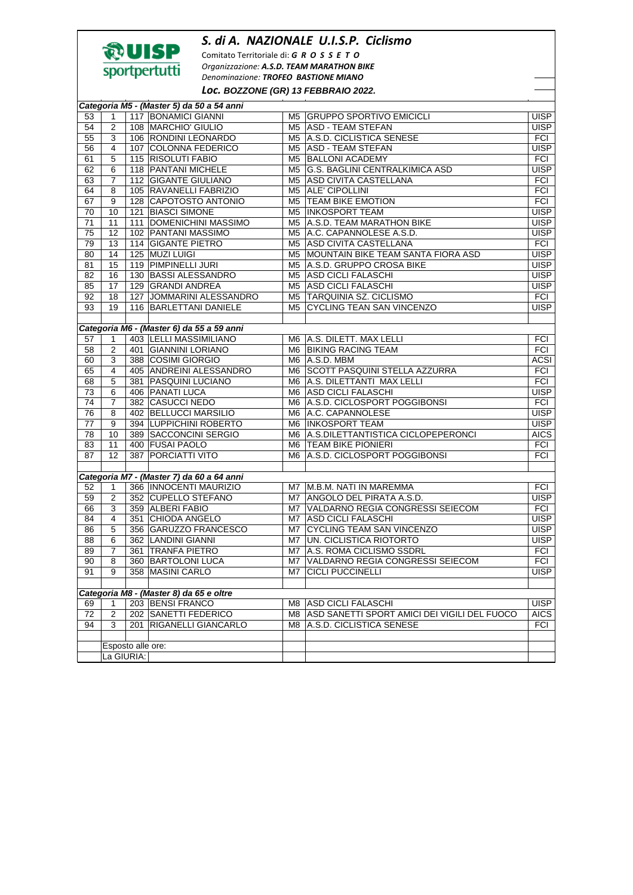UISP sportpertutti

# S. di A. NAZIONALE U.I.S.P. Ciclismo

Comitato Territoriale di: *G R O S S E T O*

*Organizzazione:* ***A.S.D. TEAM MARATHON BIKE***

*Denominazione:* ***TROFEO BASTIONE MIANO***

***Loc. BOZZONE (GR) 13 FEBBRAIO 2022.***

| | | | | | | |
|---|---|---|---|---|---|---|
| ***Categoria M5 - (Master 5) da 50 a 54 anni*** | | | | | | |
| 53 | 1 | 117 | BONAMICI GIANNI | M5 | GRUPPO SPORTIVO EMICICLI | UISP |
| 54 | 2 | 108 | MARCHIO' GIULIO | M5 | ASD - TEAM STEFAN | UISP |
| 55 | 3 | 106 | RONDINI LEONARDO | M5 | A.S.D. CICLISTICA SENESE | FCI |
| 56 | 4 | 107 | COLONNA FEDERICO | M5 | ASD - TEAM STEFAN | UISP |
| 61 | 5 | 115 | RISOLUTI FABIO | M5 | BALLONI ACADEMY | FCI |
| 62 | 6 | 118 | PANTANI MICHELE | M5 | G.S. BAGLINI CENTRALKIMICA ASD | UISP |
| 63 | 7 | 112 | GIGANTE GIULIANO | M5 | ASD CIVITA CASTELLANA | FCI |
| 64 | 8 | 105 | RAVANELLI FABRIZIO | M5 | ALE' CIPOLLINI | FCI |
| 67 | 9 | 128 | CAPOTOSTO ANTONIO | M5 | TEAM BIKE EMOTION | FCI |
| 70 | 10 | 121 | BIASCI SIMONE | M5 | INKOSPORT TEAM | UISP |
| 71 | 11 | 111 | DOMENICHINI MASSIMO | M5 | A.S.D. TEAM MARATHON BIKE | UISP |
| 75 | 12 | 102 | PANTANI MASSIMO | M5 | A.C. CAPANNOLESE A.S.D. | UISP |
| 79 | 13 | 114 | GIGANTE PIETRO | M5 | ASD CIVITA CASTELLANA | FCI |
| 80 | 14 | 125 | MUZI LUIGI | M5 | MOUNTAIN BIKE TEAM SANTA FIORA ASD | UISP |
| 81 | 15 | 119 | PIMPINELLI JURI | M5 | A.S.D. GRUPPO CROSA BIKE | UISP |
| 82 | 16 | 130 | BASSI ALESSANDRO | M5 | ASD CICLI FALASCHI | UISP |
| 85 | 17 | 129 | GRANDI ANDREA | M5 | ASD CICLI FALASCHI | UISP |
| 92 | 18 | 127 | JOMMARINI ALESSANDRO | M5 | TARQUINIA SZ. CICLISMO | FCI |
| 93 | 19 | 116 | BARLETTANI DANIELE | M5 | CYCLING TEAN SAN VINCENZO | UISP |
| | | | | | | |
| ***Categoria M6 - (Master 6) da 55 a 59 anni*** | | | | | | |
| 57 | 1 | 403 | LELLI MASSIMILIANO | M6 | A.S. DILETT. MAX LELLI | FCI |
| 58 | 2 | 401 | GIANNINI LORIANO | M6 | BIKING RACING TEAM | FCI |
| 60 | 3 | 388 | COSIMI GIORGIO | M6 | A.S.D. MBM | ACSI |
| 65 | 4 | 405 | ANDREINI ALESSANDRO | M6 | SCOTT PASQUINI STELLA AZZURRA | FCI |
| 68 | 5 | 381 | PASQUINI LUCIANO | M6 | A.S. DILETTANTI MAX LELLI | FCI |
| 73 | 6 | 406 | PANATI LUCA | M6 | ASD CICLI FALASCHI | UISP |
| 74 | 7 | 382 | CASUCCI NEDO | M6 | A.S.D. CICLOSPORT POGGIBONSI | FCI |
| 76 | 8 | 402 | BELLUCCI MARSILIO | M6 | A.C. CAPANNOLESE | UISP |
| 77 | 9 | 394 | LUPPICHINI ROBERTO | M6 | INKOSPORT TEAM | UISP |
| 78 | 10 | 389 | SACCONCINI SERGIO | M6 | A.S.DILETTANTISTICA CICLOPEPERONCI | AICS |
| 83 | 11 | 400 | FUSAI PAOLO | M6 | TEAM BIKE PIONIERI | FCI |
| 87 | 12 | 387 | PORCIATTI VITO | M6 | A.S.D. CICLOSPORT POGGIBONSI | FCI |
| | | | | | | |
| ***Categoria M7 - (Master 7) da 60 a 64 anni*** | | | | | | |
| 52 | 1 | 366 | INNOCENTI MAURIZIO | M7 | M.B.M. NATI IN MAREMMA | FCI |
| 59 | 2 | 352 | CUPELLO STEFANO | M7 | ANGOLO DEL PIRATA A.S.D. | UISP |
| 66 | 3 | 359 | ALBERI FABIO | M7 | VALDARNO REGIA CONGRESSI SEIECOM | FCI |
| 84 | 4 | 351 | CHIODA ANGELO | M7 | ASD CICLI FALASCHI | UISP |
| 86 | 5 | 356 | GARUZZO FRANCESCO | M7 | CYCLING TEAM SAN VINCENZO | UISP |
| 88 | 6 | 362 | LANDINI GIANNI | M7 | UN. CICLISTICA RIOTORTO | UISP |
| 89 | 7 | 361 | TRANFA PIETRO | M7 | A.S. ROMA CICLISMO SSDRL | FCI |
| 90 | 8 | 360 | BARTOLONI LUCA | M7 | VALDARNO REGIA CONGRESSI SEIECOM | FCI |
| 91 | 9 | 358 | MASINI CARLO | M7 | CICLI PUCCINELLI | UISP |
| | | | | | | |
| ***Categoria M8 - (Master 8) da 65 e oltre*** | | | | | | |
| 69 | 1 | 203 | BENSI FRANCO | M8 | ASD CICLI FALASCHI | UISP |
| 72 | 2 | 202 | SANETTI FEDERICO | M8 | ASD SANETTI SPORT AMICI DEI VIGILI DEL FUOCO | AICS |
| 94 | 3 | 201 | RIGANELLI GIANCARLO | M8 | A.S.D. CICLISTICA SENESE | FCI |
| | | | | | | |
| | Esposto alle ore: | | | | | |
| | La GIURIA: | | | | | |